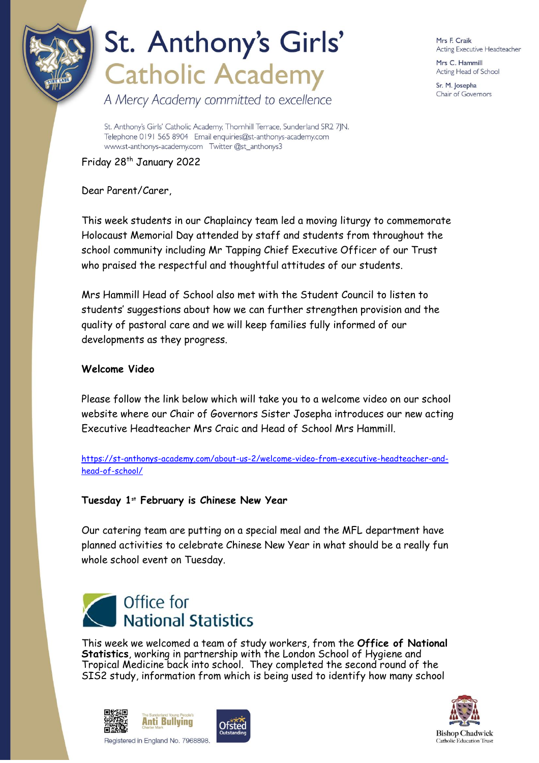# St. Anthony's Girls' Catholic Academy

*A Mercy Academy committed to excellence*

Mrs F. Craik
Acting Executive Headteacher

Mrs C. Hammill
Acting Head of School

Sr. M. Josepha
Chair of Governors

St. Anthony's Girls' Catholic Academy, Thornhill Terrace, Sunderland SR2 7JN.
Telephone 0191 565 8904 Email enquiries@st-anthonys-academy.com
www.st-anthonys-academy.com Twitter @st_anthonys3

Friday 28th January 2022

Dear Parent/Carer,

This week students in our Chaplaincy team led a moving liturgy to commemorate Holocaust Memorial Day attended by staff and students from throughout the school community including Mr Tapping Chief Executive Officer of our Trust who praised the respectful and thoughtful attitudes of our students.

Mrs Hammill Head of School also met with the Student Council to listen to students' suggestions about how we can further strengthen provision and the quality of pastoral care and we will keep families fully informed of our developments as they progress.

**Welcome Video**

Please follow the link below which will take you to a welcome video on our school website where our Chair of Governors Sister Josepha introduces our new acting Executive Headteacher Mrs Craic and Head of School Mrs Hammill.

https://st-anthonys-academy.com/about-us-2/welcome-video-from-executive-headteacher-and-head-of-school/

**Tuesday 1st February is Chinese New Year**

Our catering team are putting on a special meal and the MFL department have planned activities to celebrate Chinese New Year in what should be a really fun whole school event on Tuesday.

**Office for National Statistics**

This week we welcomed a team of study workers, from the **Office of National Statistics**, working in partnership with the London School of Hygiene and Tropical Medicine back into school. They completed the second round of the SIS2 study, information from which is being used to identify how many school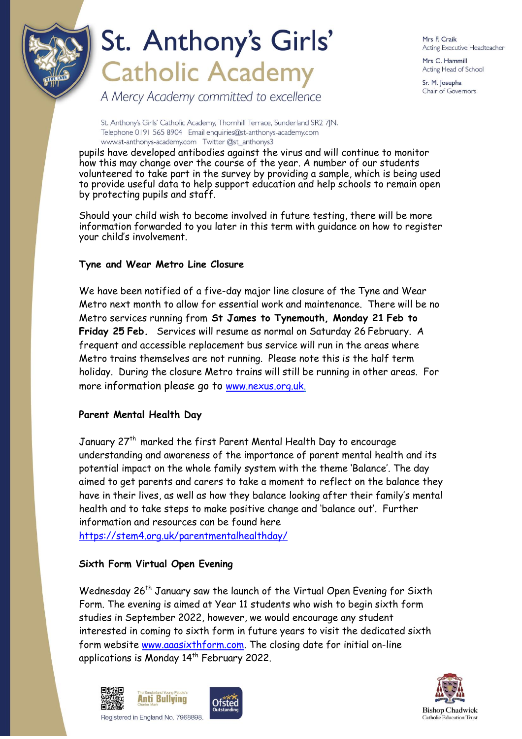pupils have developed antibodies against the virus and will continue to monitor how this may change over the course of the year. A number of our students volunteered to take part in the survey by providing a sample, which is being used to provide useful data to help support education and help schools to remain open by protecting pupils and staff.

Should your child wish to become involved in future testing, there will be more information forwarded to you later in this term with guidance on how to register your child's involvement.

**Tyne and Wear Metro Line Closure**

We have been notified of a five-day major line closure of the Tyne and Wear Metro next month to allow for essential work and maintenance. There will be no Metro services running from **St James to Tynemouth, Monday 21 Feb to Friday 25 Feb.** Services will resume as normal on Saturday 26 February. A frequent and accessible replacement bus service will run in the areas where Metro trains themselves are not running. Please note this is the half term holiday. During the closure Metro trains will still be running in other areas. For more information please go to www.nexus.org.uk.

**Parent Mental Health Day**

January 27th marked the first Parent Mental Health Day to encourage understanding and awareness of the importance of parent mental health and its potential impact on the whole family system with the theme 'Balance'. The day aimed to get parents and carers to take a moment to reflect on the balance they have in their lives, as well as how they balance looking after their family's mental health and to take steps to make positive change and 'balance out'. Further information and resources can be found here https://stem4.org.uk/parentmentalhealthday/

**Sixth Form Virtual Open Evening**

Wednesday 26th January saw the launch of the Virtual Open Evening for Sixth Form. The evening is aimed at Year 11 students who wish to begin sixth form studies in September 2022, however, we would encourage any student interested in coming to sixth form in future years to visit the dedicated sixth form website www.aaasixthform.com. The closing date for initial on-line applications is Monday 14th February 2022.